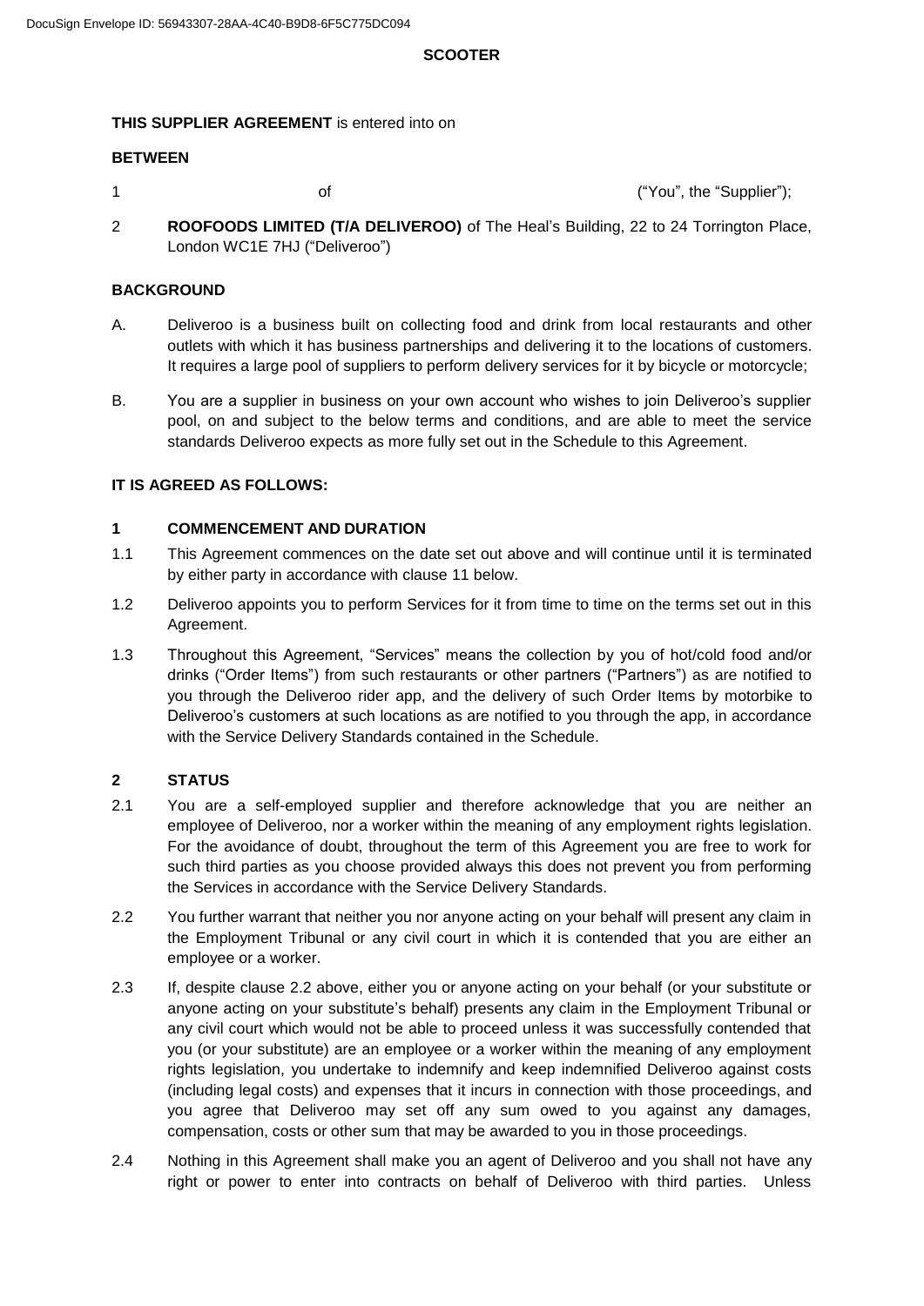DocuSign Envelope ID: 56943307-28AA-4C40-B9D8-6F5C775DC094

**SCOOTER**

**THIS SUPPLIER AGREEMENT** is entered into on

**BETWEEN**

1 of ("You", the "Supplier");

2 **ROOFOODS LIMITED (T/A DELIVEROO)** of The Heal's Building, 22 to 24 Torrington Place, London WC1E 7HJ ("Deliveroo")

**BACKGROUND**

A. Deliveroo is a business built on collecting food and drink from local restaurants and other outlets with which it has business partnerships and delivering it to the locations of customers. It requires a large pool of suppliers to perform delivery services for it by bicycle or motorcycle;

B. You are a supplier in business on your own account who wishes to join Deliveroo's supplier pool, on and subject to the below terms and conditions, and are able to meet the service standards Deliveroo expects as more fully set out in the Schedule to this Agreement.

**IT IS AGREED AS FOLLOWS:**

**1 COMMENCEMENT AND DURATION**

1.1 This Agreement commences on the date set out above and will continue until it is terminated by either party in accordance with clause 11 below.

1.2 Deliveroo appoints you to perform Services for it from time to time on the terms set out in this Agreement.

1.3 Throughout this Agreement, "Services" means the collection by you of hot/cold food and/or drinks ("Order Items") from such restaurants or other partners ("Partners") as are notified to you through the Deliveroo rider app, and the delivery of such Order Items by motorbike to Deliveroo's customers at such locations as are notified to you through the app, in accordance with the Service Delivery Standards contained in the Schedule.

**2 STATUS**

2.1 You are a self-employed supplier and therefore acknowledge that you are neither an employee of Deliveroo, nor a worker within the meaning of any employment rights legislation. For the avoidance of doubt, throughout the term of this Agreement you are free to work for such third parties as you choose provided always this does not prevent you from performing the Services in accordance with the Service Delivery Standards.

2.2 You further warrant that neither you nor anyone acting on your behalf will present any claim in the Employment Tribunal or any civil court in which it is contended that you are either an employee or a worker.

2.3 If, despite clause 2.2 above, either you or anyone acting on your behalf (or your substitute or anyone acting on your substitute's behalf) presents any claim in the Employment Tribunal or any civil court which would not be able to proceed unless it was successfully contended that you (or your substitute) are an employee or a worker within the meaning of any employment rights legislation, you undertake to indemnify and keep indemnified Deliveroo against costs (including legal costs) and expenses that it incurs in connection with those proceedings, and you agree that Deliveroo may set off any sum owed to you against any damages, compensation, costs or other sum that may be awarded to you in those proceedings.

2.4 Nothing in this Agreement shall make you an agent of Deliveroo and you shall not have any right or power to enter into contracts on behalf of Deliveroo with third parties. Unless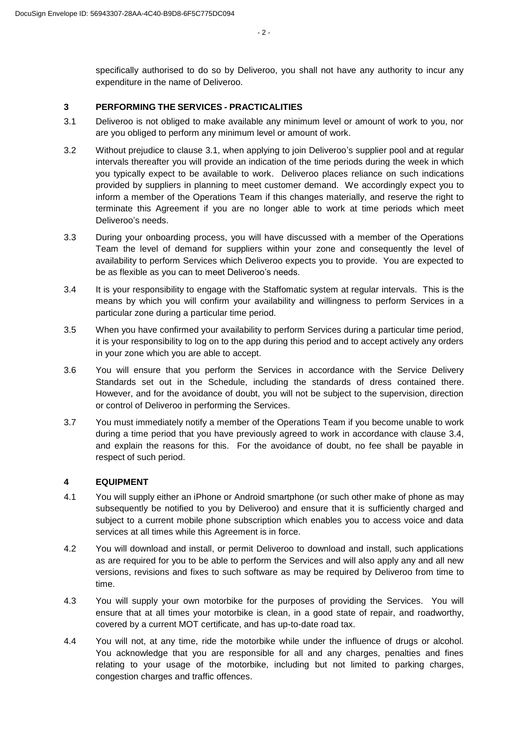specifically authorised to do so by Deliveroo, you shall not have any authority to incur any expenditure in the name of Deliveroo.

## 3 PERFORMING THE SERVICES - PRACTICALITIES

3.1 Deliveroo is not obliged to make available any minimum level or amount of work to you, nor are you obliged to perform any minimum level or amount of work.

3.2 Without prejudice to clause 3.1, when applying to join Deliveroo's supplier pool and at regular intervals thereafter you will provide an indication of the time periods during the week in which you typically expect to be available to work. Deliveroo places reliance on such indications provided by suppliers in planning to meet customer demand. We accordingly expect you to inform a member of the Operations Team if this changes materially, and reserve the right to terminate this Agreement if you are no longer able to work at time periods which meet Deliveroo's needs.

3.3 During your onboarding process, you will have discussed with a member of the Operations Team the level of demand for suppliers within your zone and consequently the level of availability to perform Services which Deliveroo expects you to provide. You are expected to be as flexible as you can to meet Deliveroo's needs.

3.4 It is your responsibility to engage with the Staffomatic system at regular intervals. This is the means by which you will confirm your availability and willingness to perform Services in a particular zone during a particular time period.

3.5 When you have confirmed your availability to perform Services during a particular time period, it is your responsibility to log on to the app during this period and to accept actively any orders in your zone which you are able to accept.

3.6 You will ensure that you perform the Services in accordance with the Service Delivery Standards set out in the Schedule, including the standards of dress contained there. However, and for the avoidance of doubt, you will not be subject to the supervision, direction or control of Deliveroo in performing the Services.

3.7 You must immediately notify a member of the Operations Team if you become unable to work during a time period that you have previously agreed to work in accordance with clause 3.4, and explain the reasons for this. For the avoidance of doubt, no fee shall be payable in respect of such period.

## 4 EQUIPMENT

4.1 You will supply either an iPhone or Android smartphone (or such other make of phone as may subsequently be notified to you by Deliveroo) and ensure that it is sufficiently charged and subject to a current mobile phone subscription which enables you to access voice and data services at all times while this Agreement is in force.

4.2 You will download and install, or permit Deliveroo to download and install, such applications as are required for you to be able to perform the Services and will also apply any and all new versions, revisions and fixes to such software as may be required by Deliveroo from time to time.

4.3 You will supply your own motorbike for the purposes of providing the Services. You will ensure that at all times your motorbike is clean, in a good state of repair, and roadworthy, covered by a current MOT certificate, and has up-to-date road tax.

4.4 You will not, at any time, ride the motorbike while under the influence of drugs or alcohol. You acknowledge that you are responsible for all and any charges, penalties and fines relating to your usage of the motorbike, including but not limited to parking charges, congestion charges and traffic offences.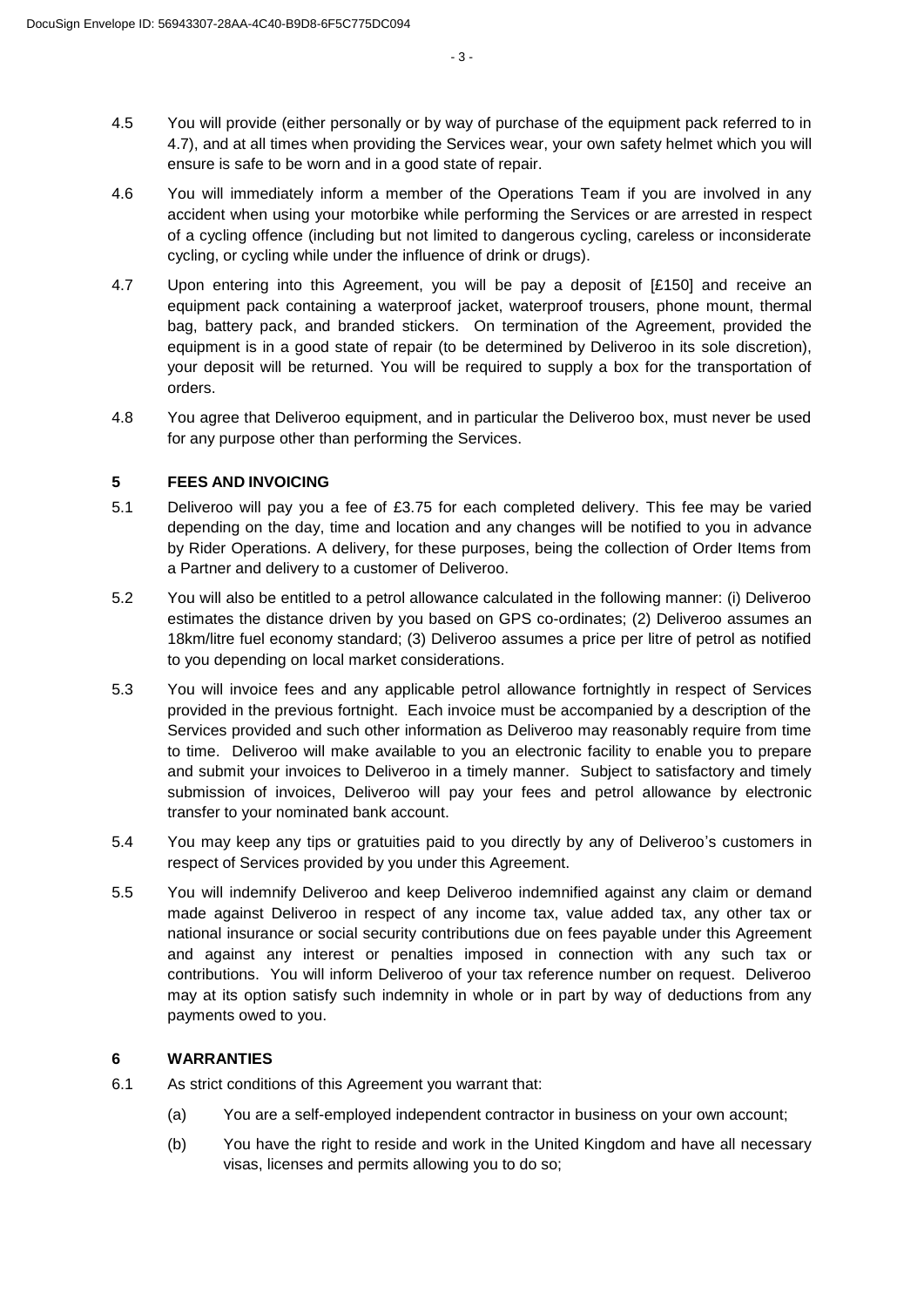4.5 You will provide (either personally or by way of purchase of the equipment pack referred to in 4.7), and at all times when providing the Services wear, your own safety helmet which you will ensure is safe to be worn and in a good state of repair.

4.6 You will immediately inform a member of the Operations Team if you are involved in any accident when using your motorbike while performing the Services or are arrested in respect of a cycling offence (including but not limited to dangerous cycling, careless or inconsiderate cycling, or cycling while under the influence of drink or drugs).

4.7 Upon entering into this Agreement, you will be pay a deposit of [£150] and receive an equipment pack containing a waterproof jacket, waterproof trousers, phone mount, thermal bag, battery pack, and branded stickers. On termination of the Agreement, provided the equipment is in a good state of repair (to be determined by Deliveroo in its sole discretion), your deposit will be returned. You will be required to supply a box for the transportation of orders.

4.8 You agree that Deliveroo equipment, and in particular the Deliveroo box, must never be used for any purpose other than performing the Services.

## 5 FEES AND INVOICING

5.1 Deliveroo will pay you a fee of £3.75 for each completed delivery. This fee may be varied depending on the day, time and location and any changes will be notified to you in advance by Rider Operations. A delivery, for these purposes, being the collection of Order Items from a Partner and delivery to a customer of Deliveroo.

5.2 You will also be entitled to a petrol allowance calculated in the following manner: (i) Deliveroo estimates the distance driven by you based on GPS co-ordinates; (2) Deliveroo assumes an 18km/litre fuel economy standard; (3) Deliveroo assumes a price per litre of petrol as notified to you depending on local market considerations.

5.3 You will invoice fees and any applicable petrol allowance fortnightly in respect of Services provided in the previous fortnight. Each invoice must be accompanied by a description of the Services provided and such other information as Deliveroo may reasonably require from time to time. Deliveroo will make available to you an electronic facility to enable you to prepare and submit your invoices to Deliveroo in a timely manner. Subject to satisfactory and timely submission of invoices, Deliveroo will pay your fees and petrol allowance by electronic transfer to your nominated bank account.

5.4 You may keep any tips or gratuities paid to you directly by any of Deliveroo's customers in respect of Services provided by you under this Agreement.

5.5 You will indemnify Deliveroo and keep Deliveroo indemnified against any claim or demand made against Deliveroo in respect of any income tax, value added tax, any other tax or national insurance or social security contributions due on fees payable under this Agreement and against any interest or penalties imposed in connection with any such tax or contributions. You will inform Deliveroo of your tax reference number on request. Deliveroo may at its option satisfy such indemnity in whole or in part by way of deductions from any payments owed to you.

## 6 WARRANTIES

6.1 As strict conditions of this Agreement you warrant that:

(a) You are a self-employed independent contractor in business on your own account;

(b) You have the right to reside and work in the United Kingdom and have all necessary visas, licenses and permits allowing you to do so;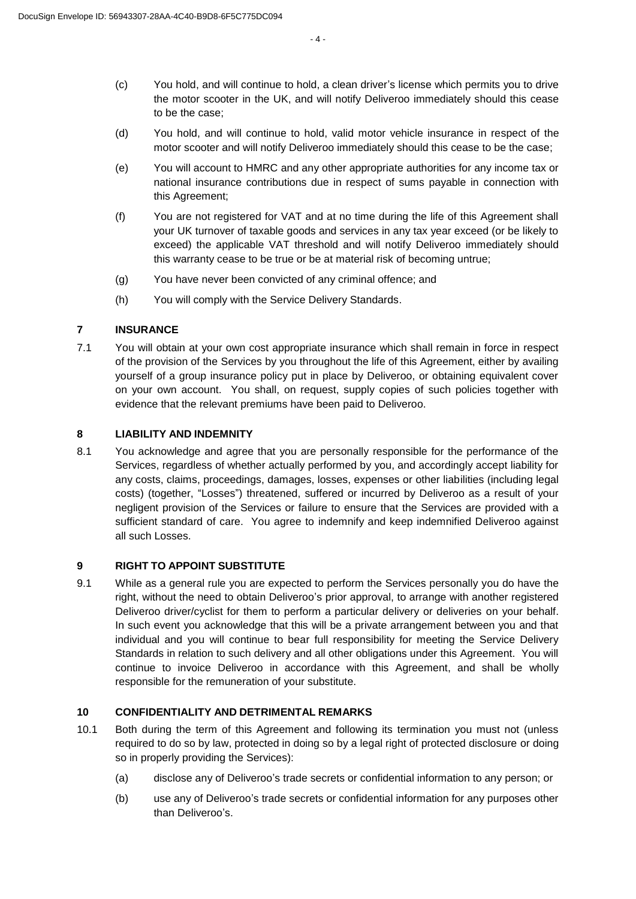(c) You hold, and will continue to hold, a clean driver's license which permits you to drive the motor scooter in the UK, and will notify Deliveroo immediately should this cease to be the case;

(d) You hold, and will continue to hold, valid motor vehicle insurance in respect of the motor scooter and will notify Deliveroo immediately should this cease to be the case;

(e) You will account to HMRC and any other appropriate authorities for any income tax or national insurance contributions due in respect of sums payable in connection with this Agreement;

(f) You are not registered for VAT and at no time during the life of this Agreement shall your UK turnover of taxable goods and services in any tax year exceed (or be likely to exceed) the applicable VAT threshold and will notify Deliveroo immediately should this warranty cease to be true or be at material risk of becoming untrue;

(g) You have never been convicted of any criminal offence; and

(h) You will comply with the Service Delivery Standards.

## 7 INSURANCE

7.1 You will obtain at your own cost appropriate insurance which shall remain in force in respect of the provision of the Services by you throughout the life of this Agreement, either by availing yourself of a group insurance policy put in place by Deliveroo, or obtaining equivalent cover on your own account. You shall, on request, supply copies of such policies together with evidence that the relevant premiums have been paid to Deliveroo.

## 8 LIABILITY AND INDEMNITY

8.1 You acknowledge and agree that you are personally responsible for the performance of the Services, regardless of whether actually performed by you, and accordingly accept liability for any costs, claims, proceedings, damages, losses, expenses or other liabilities (including legal costs) (together, "Losses") threatened, suffered or incurred by Deliveroo as a result of your negligent provision of the Services or failure to ensure that the Services are provided with a sufficient standard of care. You agree to indemnify and keep indemnified Deliveroo against all such Losses.

## 9 RIGHT TO APPOINT SUBSTITUTE

9.1 While as a general rule you are expected to perform the Services personally you do have the right, without the need to obtain Deliveroo's prior approval, to arrange with another registered Deliveroo driver/cyclist for them to perform a particular delivery or deliveries on your behalf. In such event you acknowledge that this will be a private arrangement between you and that individual and you will continue to bear full responsibility for meeting the Service Delivery Standards in relation to such delivery and all other obligations under this Agreement. You will continue to invoice Deliveroo in accordance with this Agreement, and shall be wholly responsible for the remuneration of your substitute.

## 10 CONFIDENTIALITY AND DETRIMENTAL REMARKS

10.1 Both during the term of this Agreement and following its termination you must not (unless required to do so by law, protected in doing so by a legal right of protected disclosure or doing so in properly providing the Services):

(a) disclose any of Deliveroo's trade secrets or confidential information to any person; or

(b) use any of Deliveroo's trade secrets or confidential information for any purposes other than Deliveroo's.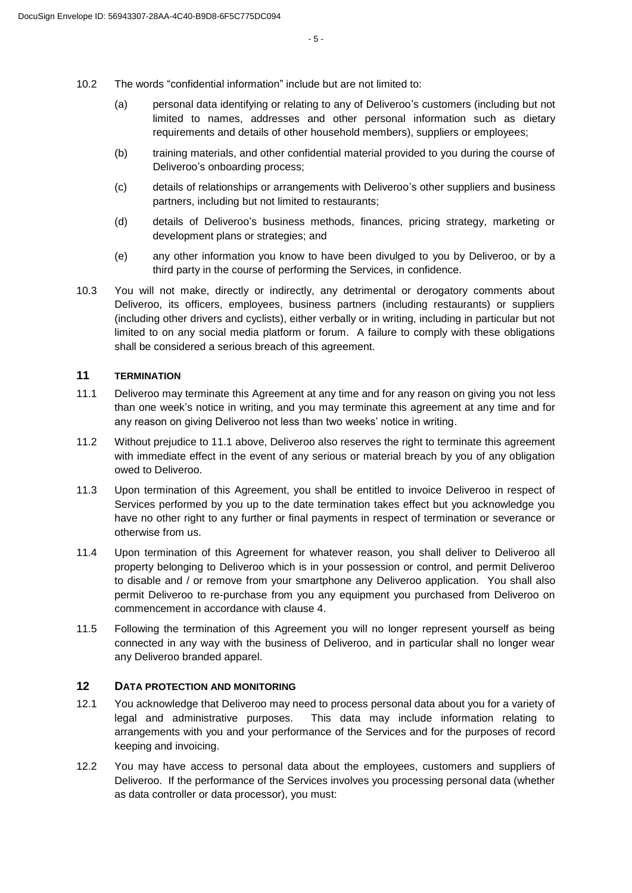10.2 The words "confidential information" include but are not limited to:

(a) personal data identifying or relating to any of Deliveroo's customers (including but not limited to names, addresses and other personal information such as dietary requirements and details of other household members), suppliers or employees;

(b) training materials, and other confidential material provided to you during the course of Deliveroo's onboarding process;

(c) details of relationships or arrangements with Deliveroo's other suppliers and business partners, including but not limited to restaurants;

(d) details of Deliveroo's business methods, finances, pricing strategy, marketing or development plans or strategies; and

(e) any other information you know to have been divulged to you by Deliveroo, or by a third party in the course of performing the Services, in confidence.

10.3 You will not make, directly or indirectly, any detrimental or derogatory comments about Deliveroo, its officers, employees, business partners (including restaurants) or suppliers (including other drivers and cyclists), either verbally or in writing, including in particular but not limited to on any social media platform or forum. A failure to comply with these obligations shall be considered a serious breach of this agreement.

## 11 TERMINATION

11.1 Deliveroo may terminate this Agreement at any time and for any reason on giving you not less than one week's notice in writing, and you may terminate this agreement at any time and for any reason on giving Deliveroo not less than two weeks' notice in writing.

11.2 Without prejudice to 11.1 above, Deliveroo also reserves the right to terminate this agreement with immediate effect in the event of any serious or material breach by you of any obligation owed to Deliveroo.

11.3 Upon termination of this Agreement, you shall be entitled to invoice Deliveroo in respect of Services performed by you up to the date termination takes effect but you acknowledge you have no other right to any further or final payments in respect of termination or severance or otherwise from us.

11.4 Upon termination of this Agreement for whatever reason, you shall deliver to Deliveroo all property belonging to Deliveroo which is in your possession or control, and permit Deliveroo to disable and / or remove from your smartphone any Deliveroo application. You shall also permit Deliveroo to re-purchase from you any equipment you purchased from Deliveroo on commencement in accordance with clause 4.

11.5 Following the termination of this Agreement you will no longer represent yourself as being connected in any way with the business of Deliveroo, and in particular shall no longer wear any Deliveroo branded apparel.

## 12 DATA PROTECTION AND MONITORING

12.1 You acknowledge that Deliveroo may need to process personal data about you for a variety of legal and administrative purposes. This data may include information relating to arrangements with you and your performance of the Services and for the purposes of record keeping and invoicing.

12.2 You may have access to personal data about the employees, customers and suppliers of Deliveroo. If the performance of the Services involves you processing personal data (whether as data controller or data processor), you must: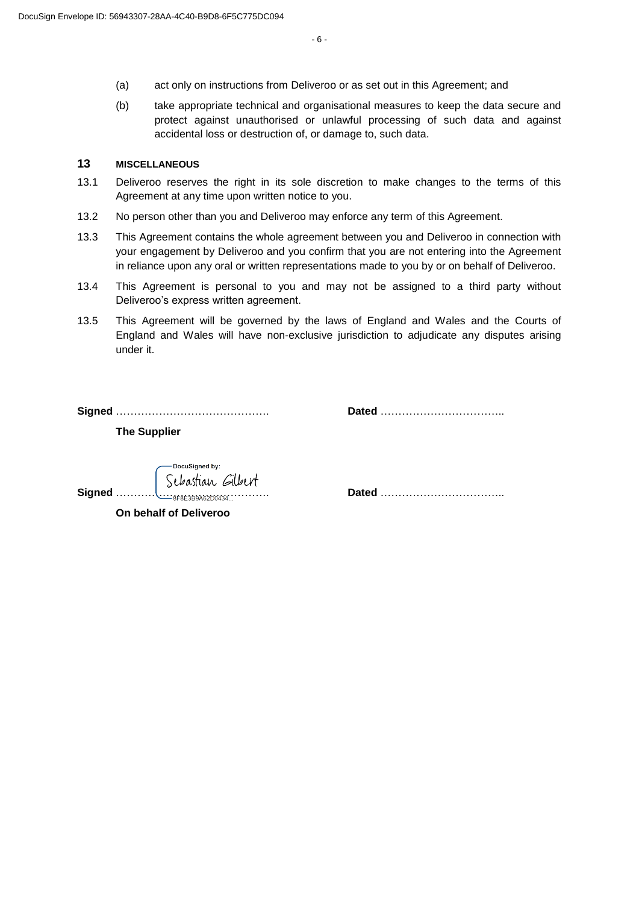(a) act only on instructions from Deliveroo or as set out in this Agreement; and

(b) take appropriate technical and organisational measures to keep the data secure and protect against unauthorised or unlawful processing of such data and against accidental loss or destruction of, or damage to, such data.

## 13 MISCELLANEOUS

13.1 Deliveroo reserves the right in its sole discretion to make changes to the terms of this Agreement at any time upon written notice to you.

13.2 No person other than you and Deliveroo may enforce any term of this Agreement.

13.3 This Agreement contains the whole agreement between you and Deliveroo in connection with your engagement by Deliveroo and you confirm that you are not entering into the Agreement in reliance upon any oral or written representations made to you by or on behalf of Deliveroo.

13.4 This Agreement is personal to you and may not be assigned to a third party without Deliveroo's express written agreement.

13.5 This Agreement will be governed by the laws of England and Wales and the Courts of England and Wales will have non-exclusive jurisdiction to adjudicate any disputes arising under it.

**Signed** ……………………………………. **Dated** ……………………………..

**The Supplier**

DocuSigned by:
Sebastian Gilbert
8F8E3B9A62D0434...

**Signed** ……………………………………. **Dated** ……………………………..

**On behalf of Deliveroo**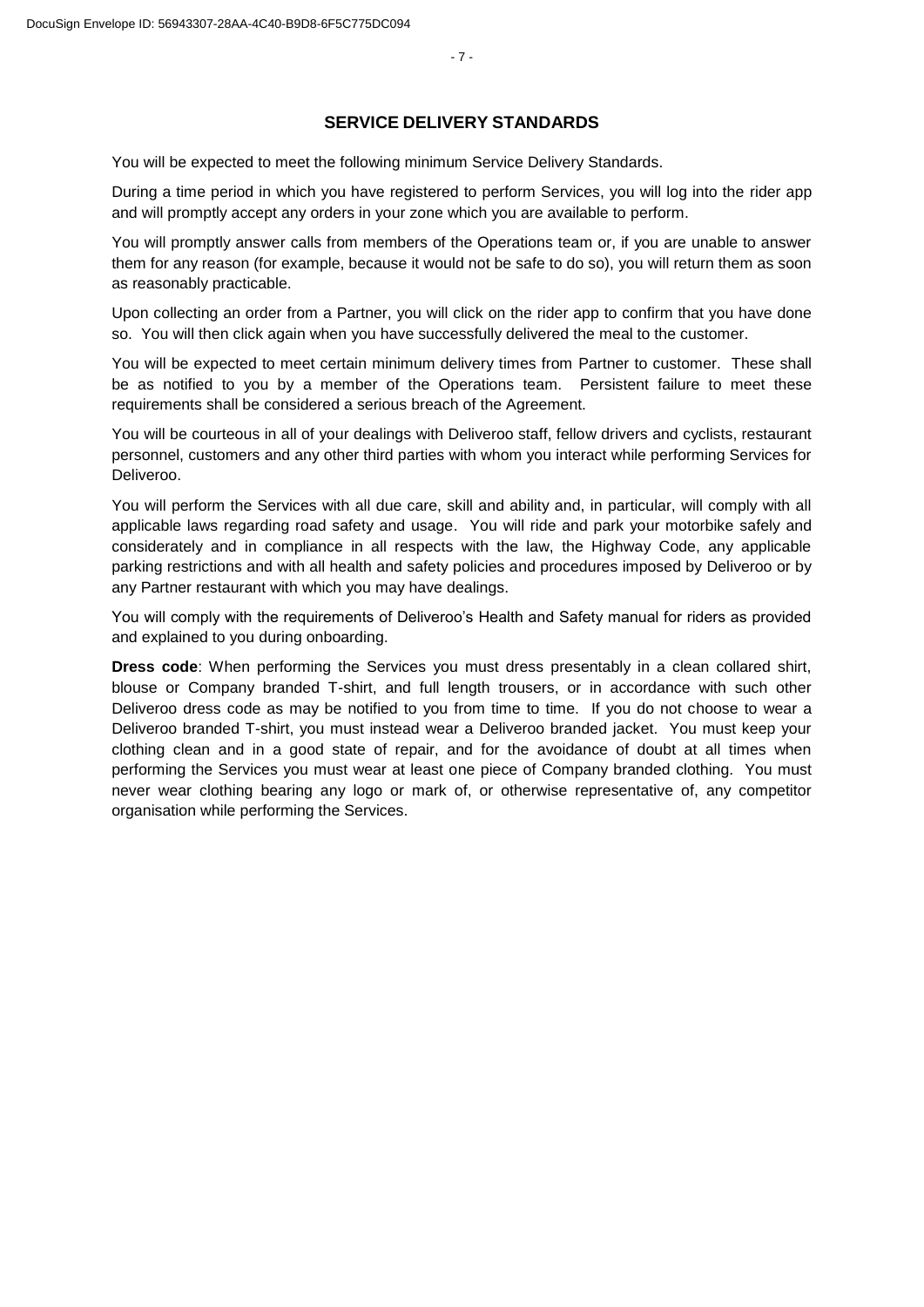## SERVICE DELIVERY STANDARDS

You will be expected to meet the following minimum Service Delivery Standards.

During a time period in which you have registered to perform Services, you will log into the rider app and will promptly accept any orders in your zone which you are available to perform.

You will promptly answer calls from members of the Operations team or, if you are unable to answer them for any reason (for example, because it would not be safe to do so), you will return them as soon as reasonably practicable.

Upon collecting an order from a Partner, you will click on the rider app to confirm that you have done so. You will then click again when you have successfully delivered the meal to the customer.

You will be expected to meet certain minimum delivery times from Partner to customer. These shall be as notified to you by a member of the Operations team. Persistent failure to meet these requirements shall be considered a serious breach of the Agreement.

You will be courteous in all of your dealings with Deliveroo staff, fellow drivers and cyclists, restaurant personnel, customers and any other third parties with whom you interact while performing Services for Deliveroo.

You will perform the Services with all due care, skill and ability and, in particular, will comply with all applicable laws regarding road safety and usage. You will ride and park your motorbike safely and considerately and in compliance in all respects with the law, the Highway Code, any applicable parking restrictions and with all health and safety policies and procedures imposed by Deliveroo or by any Partner restaurant with which you may have dealings.

You will comply with the requirements of Deliveroo's Health and Safety manual for riders as provided and explained to you during onboarding.

**Dress code**: When performing the Services you must dress presentably in a clean collared shirt, blouse or Company branded T-shirt, and full length trousers, or in accordance with such other Deliveroo dress code as may be notified to you from time to time. If you do not choose to wear a Deliveroo branded T-shirt, you must instead wear a Deliveroo branded jacket. You must keep your clothing clean and in a good state of repair, and for the avoidance of doubt at all times when performing the Services you must wear at least one piece of Company branded clothing. You must never wear clothing bearing any logo or mark of, or otherwise representative of, any competitor organisation while performing the Services.